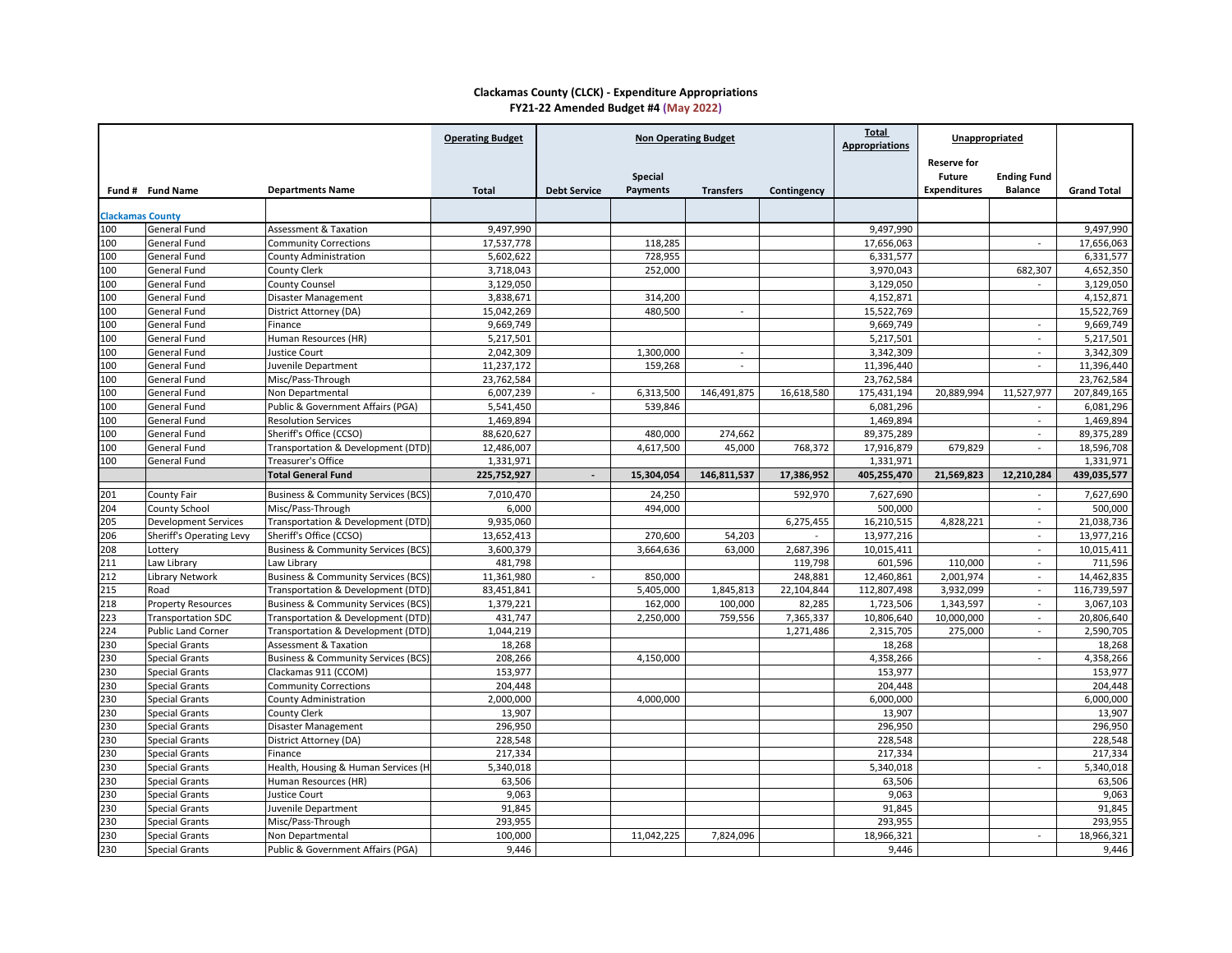**Clackamas County (CLCK) - Expenditure Appropriations**
**FY21-22 Amended Budget #4 (May 2022)**

| | | | Operating Budget | Non Operating Budget | | | | Total Appropriations | Unappropriated | | |
|---|---|---|---|---|---|---|---|---|---|---|---|
| Fund # | Fund Name | Departments Name | Total | Debt Service | Special Payments | Transfers | Contingency | | Reserve for Future Expenditures | Ending Fund Balance | Grand Total |
| **Clackamas County** | | | | | | | | | | | |
| 100 | General Fund | Assessment & Taxation | 9,497,990 | | | | | 9,497,990 | | | 9,497,990 |
| 100 | General Fund | Community Corrections | 17,537,778 | | 118,285 | | | 17,656,063 | | - | 17,656,063 |
| 100 | General Fund | County Administration | 5,602,622 | | 728,955 | | | 6,331,577 | | | 6,331,577 |
| 100 | General Fund | County Clerk | 3,718,043 | | 252,000 | | | 3,970,043 | | 682,307 | 4,652,350 |
| 100 | General Fund | County Counsel | 3,129,050 | | | | | 3,129,050 | | - | 3,129,050 |
| 100 | General Fund | Disaster Management | 3,838,671 | | 314,200 | | | 4,152,871 | | | 4,152,871 |
| 100 | General Fund | District Attorney (DA) | 15,042,269 | | 480,500 | - | | 15,522,769 | | | 15,522,769 |
| 100 | General Fund | Finance | 9,669,749 | | | | | 9,669,749 | | - | 9,669,749 |
| 100 | General Fund | Human Resources (HR) | 5,217,501 | | | | | 5,217,501 | | - | 5,217,501 |
| 100 | General Fund | Justice Court | 2,042,309 | | 1,300,000 | - | | 3,342,309 | | - | 3,342,309 |
| 100 | General Fund | Juvenile Department | 11,237,172 | | 159,268 | - | | 11,396,440 | | - | 11,396,440 |
| 100 | General Fund | Misc/Pass-Through | 23,762,584 | | | | | 23,762,584 | | | 23,762,584 |
| 100 | General Fund | Non Departmental | 6,007,239 | - | 6,313,500 | 146,491,875 | 16,618,580 | 175,431,194 | 20,889,994 | 11,527,977 | 207,849,165 |
| 100 | General Fund | Public & Government Affairs (PGA) | 5,541,450 | | 539,846 | | | 6,081,296 | | - | 6,081,296 |
| 100 | General Fund | Resolution Services | 1,469,894 | | | | | 1,469,894 | | - | 1,469,894 |
| 100 | General Fund | Sheriff's Office (CCSO) | 88,620,627 | | 480,000 | 274,662 | | 89,375,289 | | - | 89,375,289 |
| 100 | General Fund | Transportation & Development (DTD) | 12,486,007 | | 4,617,500 | 45,000 | 768,372 | 17,916,879 | 679,829 | - | 18,596,708 |
| 100 | General Fund | Treasurer's Office | 1,331,971 | | | | | 1,331,971 | | | 1,331,971 |
| | | **Total General Fund** | **225,752,927** | **-** | **15,304,054** | **146,811,537** | **17,386,952** | **405,255,470** | **21,569,823** | **12,210,284** | **439,035,577** |
| 201 | County Fair | Business & Community Services (BCS) | 7,010,470 | | 24,250 | | 592,970 | 7,627,690 | | - | 7,627,690 |
| 204 | County School | Misc/Pass-Through | 6,000 | | 494,000 | | | 500,000 | | - | 500,000 |
| 205 | Development Services | Transportation & Development (DTD) | 9,935,060 | | | | 6,275,455 | 16,210,515 | 4,828,221 | - | 21,038,736 |
| 206 | Sheriff's Operating Levy | Sheriff's Office (CCSO) | 13,652,413 | | 270,600 | 54,203 | - | 13,977,216 | | - | 13,977,216 |
| 208 | Lottery | Business & Community Services (BCS) | 3,600,379 | | 3,664,636 | 63,000 | 2,687,396 | 10,015,411 | | - | 10,015,411 |
| 211 | Law Library | Law Library | 481,798 | | | | 119,798 | 601,596 | 110,000 | - | 711,596 |
| 212 | Library Network | Business & Community Services (BCS) | 11,361,980 | - | 850,000 | | 248,881 | 12,460,861 | 2,001,974 | - | 14,462,835 |
| 215 | Road | Transportation & Development (DTD) | 83,451,841 | | 5,405,000 | 1,845,813 | 22,104,844 | 112,807,498 | 3,932,099 | - | 116,739,597 |
| 218 | Property Resources | Business & Community Services (BCS) | 1,379,221 | | 162,000 | 100,000 | 82,285 | 1,723,506 | 1,343,597 | - | 3,067,103 |
| 223 | Transportation SDC | Transportation & Development (DTD) | 431,747 | | 2,250,000 | 759,556 | 7,365,337 | 10,806,640 | 10,000,000 | - | 20,806,640 |
| 224 | Public Land Corner | Transportation & Development (DTD) | 1,044,219 | | | | 1,271,486 | 2,315,705 | 275,000 | - | 2,590,705 |
| 230 | Special Grants | Assessment & Taxation | 18,268 | | | | | 18,268 | | | 18,268 |
| 230 | Special Grants | Business & Community Services (BCS) | 208,266 | | 4,150,000 | | | 4,358,266 | | - | 4,358,266 |
| 230 | Special Grants | Clackamas 911 (CCOM) | 153,977 | | | | | 153,977 | | | 153,977 |
| 230 | Special Grants | Community Corrections | 204,448 | | | | | 204,448 | | | 204,448 |
| 230 | Special Grants | County Administration | 2,000,000 | | 4,000,000 | | | 6,000,000 | | | 6,000,000 |
| 230 | Special Grants | County Clerk | 13,907 | | | | | 13,907 | | | 13,907 |
| 230 | Special Grants | Disaster Management | 296,950 | | | | | 296,950 | | | 296,950 |
| 230 | Special Grants | District Attorney (DA) | 228,548 | | | | | 228,548 | | | 228,548 |
| 230 | Special Grants | Finance | 217,334 | | | | | 217,334 | | | 217,334 |
| 230 | Special Grants | Health, Housing & Human Services (H | 5,340,018 | | | | | 5,340,018 | | - | 5,340,018 |
| 230 | Special Grants | Human Resources (HR) | 63,506 | | | | | 63,506 | | | 63,506 |
| 230 | Special Grants | Justice Court | 9,063 | | | | | 9,063 | | | 9,063 |
| 230 | Special Grants | Juvenile Department | 91,845 | | | | | 91,845 | | | 91,845 |
| 230 | Special Grants | Misc/Pass-Through | 293,955 | | | | | 293,955 | | | 293,955 |
| 230 | Special Grants | Non Departmental | 100,000 | | 11,042,225 | 7,824,096 | | 18,966,321 | | - | 18,966,321 |
| 230 | Special Grants | Public & Government Affairs (PGA) | 9,446 | | | | | 9,446 | | | 9,446 |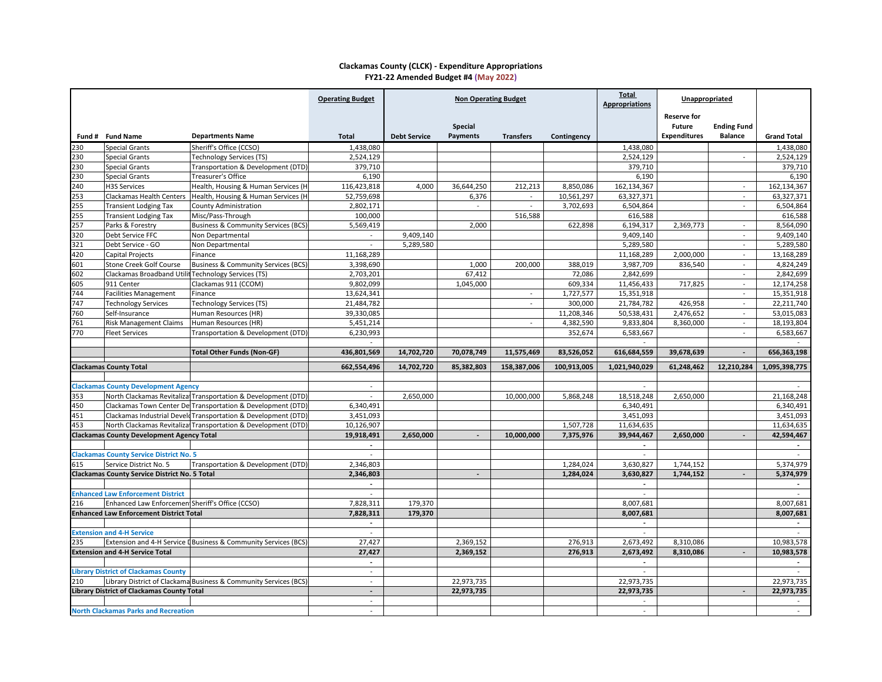**Clackamas County (CLCK) - Expenditure Appropriations**
**FY21-22 Amended Budget #4 (May 2022)**

| | | | Operating Budget | Non Operating Budget | | | | Total Appropriations | Unappropriated | | |
|---|---|---|---|---|---|---|---|---|---|---|---|
| Fund # | Fund Name | Departments Name | Total | Debt Service | Special Payments | Transfers | Contingency | | Reserve for Future Expenditures | Ending Fund Balance | Grand Total |
| 230 | Special Grants | Sheriff's Office (CCSO) | 1,438,080 | | | | | 1,438,080 | | | 1,438,080 |
| 230 | Special Grants | Technology Services (TS) | 2,524,129 | | | | | 2,524,129 | | - | 2,524,129 |
| 230 | Special Grants | Transportation & Development (DTD) | 379,710 | | | | | 379,710 | | | 379,710 |
| 230 | Special Grants | Treasurer's Office | 6,190 | | | | | 6,190 | | | 6,190 |
| 240 | H3S Services | Health, Housing & Human Services (H | 116,423,818 | 4,000 | 36,644,250 | 212,213 | 8,850,086 | 162,134,367 | | - | 162,134,367 |
| 253 | Clackamas Health Centers | Health, Housing & Human Services (H | 52,759,698 | | 6,376 | - | 10,561,297 | 63,327,371 | | - | 63,327,371 |
| 255 | Transient Lodging Tax | County Administration | 2,802,171 | | - | - | 3,702,693 | 6,504,864 | | - | 6,504,864 |
| 255 | Transient Lodging Tax | Misc/Pass-Through | 100,000 | | | 516,588 | | 616,588 | | | 616,588 |
| 257 | Parks & Forestry | Business & Community Services (BCS) | 5,569,419 | | 2,000 | | 622,898 | 6,194,317 | 2,369,773 | - | 8,564,090 |
| 320 | Debt Service FFC | Non Departmental | - | 9,409,140 | | | | 9,409,140 | | - | 9,409,140 |
| 321 | Debt Service - GO | Non Departmental | - | 5,289,580 | | | | 5,289,580 | | - | 5,289,580 |
| 420 | Capital Projects | Finance | 11,168,289 | | | | | 11,168,289 | 2,000,000 | - | 13,168,289 |
| 601 | Stone Creek Golf Course | Business & Community Services (BCS) | 3,398,690 | | 1,000 | 200,000 | 388,019 | 3,987,709 | 836,540 | - | 4,824,249 |
| 602 | Clackamas Broadband Utilit | Technology Services (TS) | 2,703,201 | | 67,412 | | 72,086 | 2,842,699 | | - | 2,842,699 |
| 605 | 911 Center | Clackamas 911 (CCOM) | 9,802,099 | | 1,045,000 | | 609,334 | 11,456,433 | 717,825 | - | 12,174,258 |
| 744 | Facilities Management | Finance | 13,624,341 | | | - | 1,727,577 | 15,351,918 | | - | 15,351,918 |
| 747 | Technology Services | Technology Services (TS) | 21,484,782 | | | - | 300,000 | 21,784,782 | 426,958 | - | 22,211,740 |
| 760 | Self-Insurance | Human Resources (HR) | 39,330,085 | | | | 11,208,346 | 50,538,431 | 2,476,652 | - | 53,015,083 |
| 761 | Risk Management Claims | Human Resources (HR) | 5,451,214 | | | - | 4,382,590 | 9,833,804 | 8,360,000 | - | 18,193,804 |
| 770 | Fleet Services | Transportation & Development (DTD) | 6,230,993 | | | | 352,674 | 6,583,667 | | - | 6,583,667 |
| | | | - | | | | | - | | | - |
| | | **Total Other Funds (Non-GF)** | **436,801,569** | **14,702,720** | **70,078,749** | **11,575,469** | **83,526,052** | **616,684,559** | **39,678,639** | **-** | **656,363,198** |
| **Clackamas County Total** | | | **662,554,496** | **14,702,720** | **85,382,803** | **158,387,006** | **100,913,005** | **1,021,940,029** | **61,248,462** | **12,210,284** | **1,095,398,775** |
| **Clackamas County Development Agency** | | | - | | | | | - | | | - |
| 353 | North Clackamas Revitaliza | Transportation & Development (DTD) | - | 2,650,000 | | 10,000,000 | 5,868,248 | 18,518,248 | 2,650,000 | | 21,168,248 |
| 450 | Clackamas Town Center De | Transportation & Development (DTD) | 6,340,491 | | | | | 6,340,491 | | | 6,340,491 |
| 451 | Clackamas Industrial Develo | Transportation & Development (DTD) | 3,451,093 | | | | | 3,451,093 | | | 3,451,093 |
| 453 | North Clackamas Revitaliza | Transportation & Development (DTD) | 10,126,907 | | | | 1,507,728 | 11,634,635 | | | 11,634,635 |
| **Clackamas County Development Agency Total** | | | **19,918,491** | **2,650,000** | **-** | **10,000,000** | **7,375,976** | **39,944,467** | **2,650,000** | **-** | **42,594,467** |
| | | | - | | | | | - | | | - |
| **Clackamas County Service District No. 5** | | | - | | | | | - | | | - |
| 615 | Service District No. 5 | Transportation & Development (DTD) | 2,346,803 | | | | 1,284,024 | 3,630,827 | 1,744,152 | | 5,374,979 |
| **Clackamas County Service District No. 5 Total** | | | **2,346,803** | | **-** | | **1,284,024** | **3,630,827** | **1,744,152** | **-** | **5,374,979** |
| | | | - | | | | | - | | | - |
| **Enhanced Law Enforcement District** | | | - | | | | | - | | | - |
| 216 | Enhanced Law Enforcemen | Sheriff's Office (CCSO) | 7,828,311 | 179,370 | | | | 8,007,681 | | | 8,007,681 |
| **Enhanced Law Enforcement District Total** | | | **7,828,311** | **179,370** | | | | **8,007,681** | | | **8,007,681** |
| | | | - | | | | | - | | | - |
| **Extension and 4-H Service** | | | - | | | | | - | | | - |
| 235 | Extension and 4-H Service D | Business & Community Services (BCS) | 27,427 | | 2,369,152 | | 276,913 | 2,673,492 | 8,310,086 | | 10,983,578 |
| **Extension and 4-H Service Total** | | | **27,427** | | **2,369,152** | | **276,913** | **2,673,492** | **8,310,086** | **-** | **10,983,578** |
| | | | - | | | | | - | | | - |
| **Library District of Clackamas County** | | | - | | | | | - | | | - |
| 210 | Library District of Clackama | Business & Community Services (BCS) | - | | 22,973,735 | | | 22,973,735 | | | 22,973,735 |
| **Library District of Clackamas County Total** | | | **-** | | **22,973,735** | | | **22,973,735** | | **-** | **22,973,735** |
| | | | - | | | | | - | | | - |
| **North Clackamas Parks and Recreation** | | | - | | | | | - | | | - |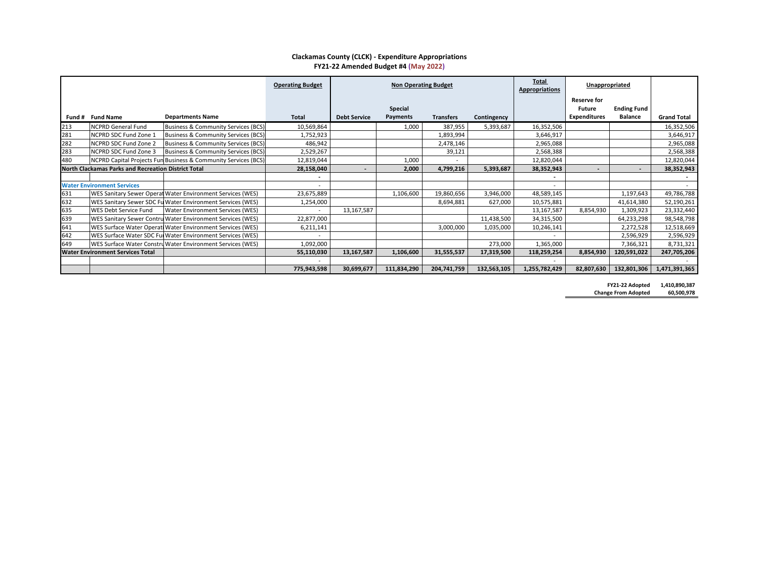**Clackamas County (CLCK) - Expenditure Appropriations**
**FY21-22 Amended Budget #4 (May 2022)**

| Fund # | Fund Name | Departments Name | Operating Budget Total | Non Operating Budget Debt Service | Non Operating Budget Special Payments | Non Operating Budget Transfers | Non Operating Budget Contingency | Total Appropriations | Unappropriated Reserve for Future Expenditures | Unappropriated Ending Fund Balance | Grand Total |
|---|---|---|---|---|---|---|---|---|---|---|---|
| 213 | NCPRD General Fund | Business & Community Services (BCS) | 10,569,864 | | 1,000 | 387,955 | 5,393,687 | 16,352,506 | | | 16,352,506 |
| 281 | NCPRD SDC Fund Zone 1 | Business & Community Services (BCS) | 1,752,923 | | | 1,893,994 | | 3,646,917 | | | 3,646,917 |
| 282 | NCPRD SDC Fund Zone 2 | Business & Community Services (BCS) | 486,942 | | | 2,478,146 | | 2,965,088 | | | 2,965,088 |
| 283 | NCPRD SDC Fund Zone 3 | Business & Community Services (BCS) | 2,529,267 | | | 39,121 | | 2,568,388 | | | 2,568,388 |
| 480 | NCPRD Capital Projects Fun | Business & Community Services (BCS) | 12,819,044 | | 1,000 | - | | 12,820,044 | | | 12,820,044 |
| **North Clackamas Parks and Recreation District Total** | | | **28,158,040** | **-** | **2,000** | **4,799,216** | **5,393,687** | **38,352,943** | **-** | **-** | **38,352,943** |
| | | | - | | | | | - | | | - |
| **Water Environment Services** | | | - | | | | | - | | | - |
| 631 | WES Sanitary Sewer Operat | Water Environment Services (WES) | 23,675,889 | | 1,106,600 | 19,860,656 | 3,946,000 | 48,589,145 | | 1,197,643 | 49,786,788 |
| 632 | WES Sanitary Sewer SDC Fu | Water Environment Services (WES) | 1,254,000 | | | 8,694,881 | 627,000 | 10,575,881 | | 41,614,380 | 52,190,261 |
| 635 | WES Debt Service Fund | Water Environment Services (WES) | - | 13,167,587 | | | | 13,167,587 | 8,854,930 | 1,309,923 | 23,332,440 |
| 639 | WES Sanitary Sewer Constru | Water Environment Services (WES) | 22,877,000 | | | | 11,438,500 | 34,315,500 | | 64,233,298 | 98,548,798 |
| 641 | WES Surface Water Operati | Water Environment Services (WES) | 6,211,141 | | | 3,000,000 | 1,035,000 | 10,246,141 | | 2,272,528 | 12,518,669 |
| 642 | WES Surface Water SDC Fu | Water Environment Services (WES) | - | | | | | - | | 2,596,929 | 2,596,929 |
| 649 | WES Surface Water Constru | Water Environment Services (WES) | 1,092,000 | | | | 273,000 | 1,365,000 | | 7,366,321 | 8,731,321 |
| **Water Environment Services Total** | | | **55,110,030** | **13,167,587** | **1,106,600** | **31,555,537** | **17,319,500** | **118,259,254** | **8,854,930** | **120,591,022** | **247,705,206** |
| | | | - | | | | | - | | | - |
| | | | **775,943,598** | **30,699,677** | **111,834,290** | **204,741,759** | **132,563,105** | **1,255,782,429** | **82,807,630** | **132,801,306** | **1,471,391,365** |

| | |
|---|---|
| **FY21-22 Adopted** | **1,410,890,387** |
| **Change From Adopted** | **60,500,978** |